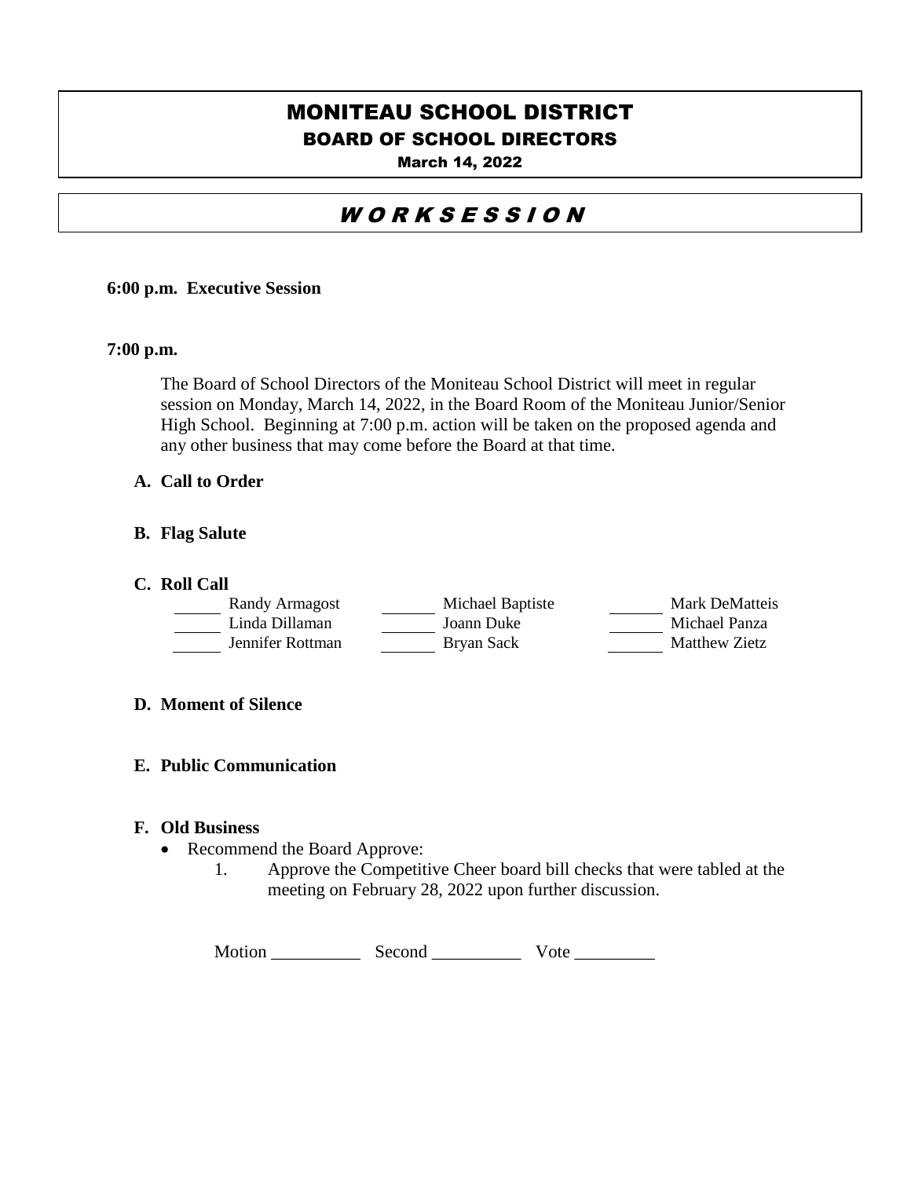# MONITEAU SCHOOL DISTRICT

## BOARD OF SCHOOL DIRECTORS

**March 14, 2022**

## *W O R K S E S S I O N*

**6:00 p.m. Executive Session**

**7:00 p.m.**

The Board of School Directors of the Moniteau School District will meet in regular session on Monday, March 14, 2022, in the Board Room of the Moniteau Junior/Senior High School. Beginning at 7:00 p.m. action will be taken on the proposed agenda and any other business that may come before the Board at that time.

**A. Call to Order**

**B. Flag Salute**

**C. Roll Call**

| | | |
|---|---|---|
| ______ Randy Armagost | ______ Michael Baptiste | ______ Mark DeMatteis |
| ______ Linda Dillaman | ______ Joann Duke | ______ Michael Panza |
| ______ Jennifer Rottman | ______ Bryan Sack | ______ Matthew Zietz |

**D. Moment of Silence**

**E. Public Communication**

**F. Old Business**

- Recommend the Board Approve:
  1. Approve the Competitive Cheer board bill checks that were tabled at the meeting on February 28, 2022 upon further discussion.

Motion __________ Second __________ Vote _________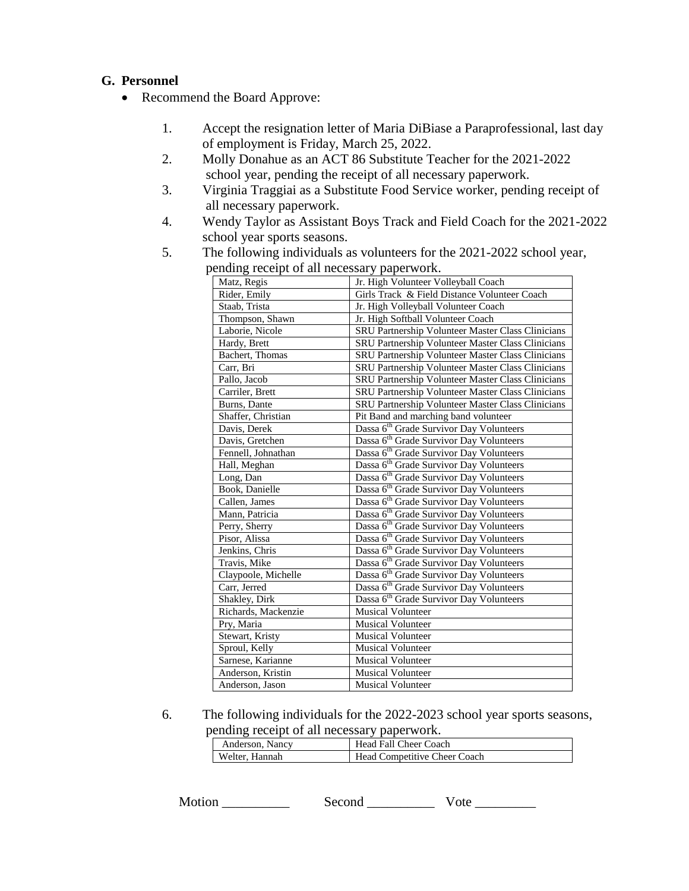## G. Personnel

- Recommend the Board Approve:

1. Accept the resignation letter of Maria DiBiase a Paraprofessional, last day of employment is Friday, March 25, 2022.
2. Molly Donahue as an ACT 86 Substitute Teacher for the 2021-2022 school year, pending the receipt of all necessary paperwork.
3. Virginia Traggiai as a Substitute Food Service worker, pending receipt of all necessary paperwork.
4. Wendy Taylor as Assistant Boys Track and Field Coach for the 2021-2022 school year sports seasons.
5. The following individuals as volunteers for the 2021-2022 school year, pending receipt of all necessary paperwork.

| | |
|---|---|
| Matz, Regis | Jr. High Volunteer Volleyball Coach |
| Rider, Emily | Girls Track & Field Distance Volunteer Coach |
| Staab, Trista | Jr. High Volleyball Volunteer Coach |
| Thompson, Shawn | Jr. High Softball Volunteer Coach |
| Laborie, Nicole | SRU Partnership Volunteer Master Class Clinicians |
| Hardy, Brett | SRU Partnership Volunteer Master Class Clinicians |
| Bachert, Thomas | SRU Partnership Volunteer Master Class Clinicians |
| Carr, Bri | SRU Partnership Volunteer Master Class Clinicians |
| Pallo, Jacob | SRU Partnership Volunteer Master Class Clinicians |
| Carriler, Brett | SRU Partnership Volunteer Master Class Clinicians |
| Burns, Dante | SRU Partnership Volunteer Master Class Clinicians |
| Shaffer, Christian | Pit Band and marching band volunteer |
| Davis, Derek | Dassa 6th Grade Survivor Day Volunteers |
| Davis, Gretchen | Dassa 6th Grade Survivor Day Volunteers |
| Fennell, Johnathan | Dassa 6th Grade Survivor Day Volunteers |
| Hall, Meghan | Dassa 6th Grade Survivor Day Volunteers |
| Long, Dan | Dassa 6th Grade Survivor Day Volunteers |
| Book, Danielle | Dassa 6th Grade Survivor Day Volunteers |
| Callen, James | Dassa 6th Grade Survivor Day Volunteers |
| Mann, Patricia | Dassa 6th Grade Survivor Day Volunteers |
| Perry, Sherry | Dassa 6th Grade Survivor Day Volunteers |
| Pisor, Alissa | Dassa 6th Grade Survivor Day Volunteers |
| Jenkins, Chris | Dassa 6th Grade Survivor Day Volunteers |
| Travis, Mike | Dassa 6th Grade Survivor Day Volunteers |
| Claypoole, Michelle | Dassa 6th Grade Survivor Day Volunteers |
| Carr, Jerred | Dassa 6th Grade Survivor Day Volunteers |
| Shakley, Dirk | Dassa 6th Grade Survivor Day Volunteers |
| Richards, Mackenzie | Musical Volunteer |
| Pry, Maria | Musical Volunteer |
| Stewart, Kristy | Musical Volunteer |
| Sproul, Kelly | Musical Volunteer |
| Sarnese, Karianne | Musical Volunteer |
| Anderson, Kristin | Musical Volunteer |
| Anderson, Jason | Musical Volunteer |

6. The following individuals for the 2022-2023 school year sports seasons, pending receipt of all necessary paperwork.

| | |
|---|---|
| Anderson, Nancy | Head Fall Cheer Coach |
| Welter, Hannah | Head Competitive Cheer Coach |

Motion __________ Second __________ Vote _________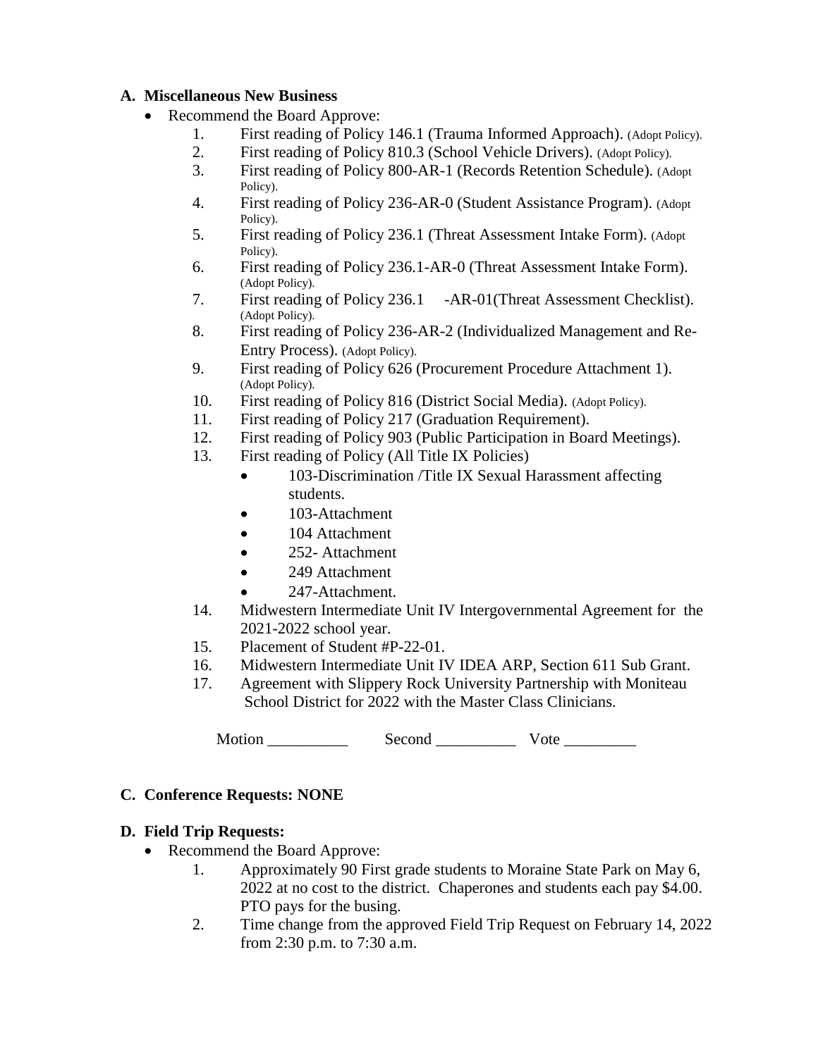**A. Miscellaneous New Business**

- Recommend the Board Approve:
  1. First reading of Policy 146.1 (Trauma Informed Approach). (Adopt Policy).
  2. First reading of Policy 810.3 (School Vehicle Drivers). (Adopt Policy).
  3. First reading of Policy 800-AR-1 (Records Retention Schedule). (Adopt Policy).
  4. First reading of Policy 236-AR-0 (Student Assistance Program). (Adopt Policy).
  5. First reading of Policy 236.1 (Threat Assessment Intake Form). (Adopt Policy).
  6. First reading of Policy 236.1-AR-0 (Threat Assessment Intake Form). (Adopt Policy).
  7. First reading of Policy 236.1 -AR-01(Threat Assessment Checklist). (Adopt Policy).
  8. First reading of Policy 236-AR-2 (Individualized Management and Re-Entry Process). (Adopt Policy).
  9. First reading of Policy 626 (Procurement Procedure Attachment 1). (Adopt Policy).
  10. First reading of Policy 816 (District Social Media). (Adopt Policy).
  11. First reading of Policy 217 (Graduation Requirement).
  12. First reading of Policy 903 (Public Participation in Board Meetings).
  13. First reading of Policy (All Title IX Policies)
      - 103-Discrimination /Title IX Sexual Harassment affecting students.
      - 103-Attachment
      - 104 Attachment
      - 252- Attachment
      - 249 Attachment
      - 247-Attachment.
  14. Midwestern Intermediate Unit IV Intergovernmental Agreement for the 2021-2022 school year.
  15. Placement of Student #P-22-01.
  16. Midwestern Intermediate Unit IV IDEA ARP, Section 611 Sub Grant.
  17. Agreement with Slippery Rock University Partnership with Moniteau School District for 2022 with the Master Class Clinicians.

Motion __________ Second __________ Vote _________

**C. Conference Requests: NONE**

**D. Field Trip Requests:**

- Recommend the Board Approve:
  1. Approximately 90 First grade students to Moraine State Park on May 6, 2022 at no cost to the district. Chaperones and students each pay $4.00. PTO pays for the busing.
  2. Time change from the approved Field Trip Request on February 14, 2022 from 2:30 p.m. to 7:30 a.m.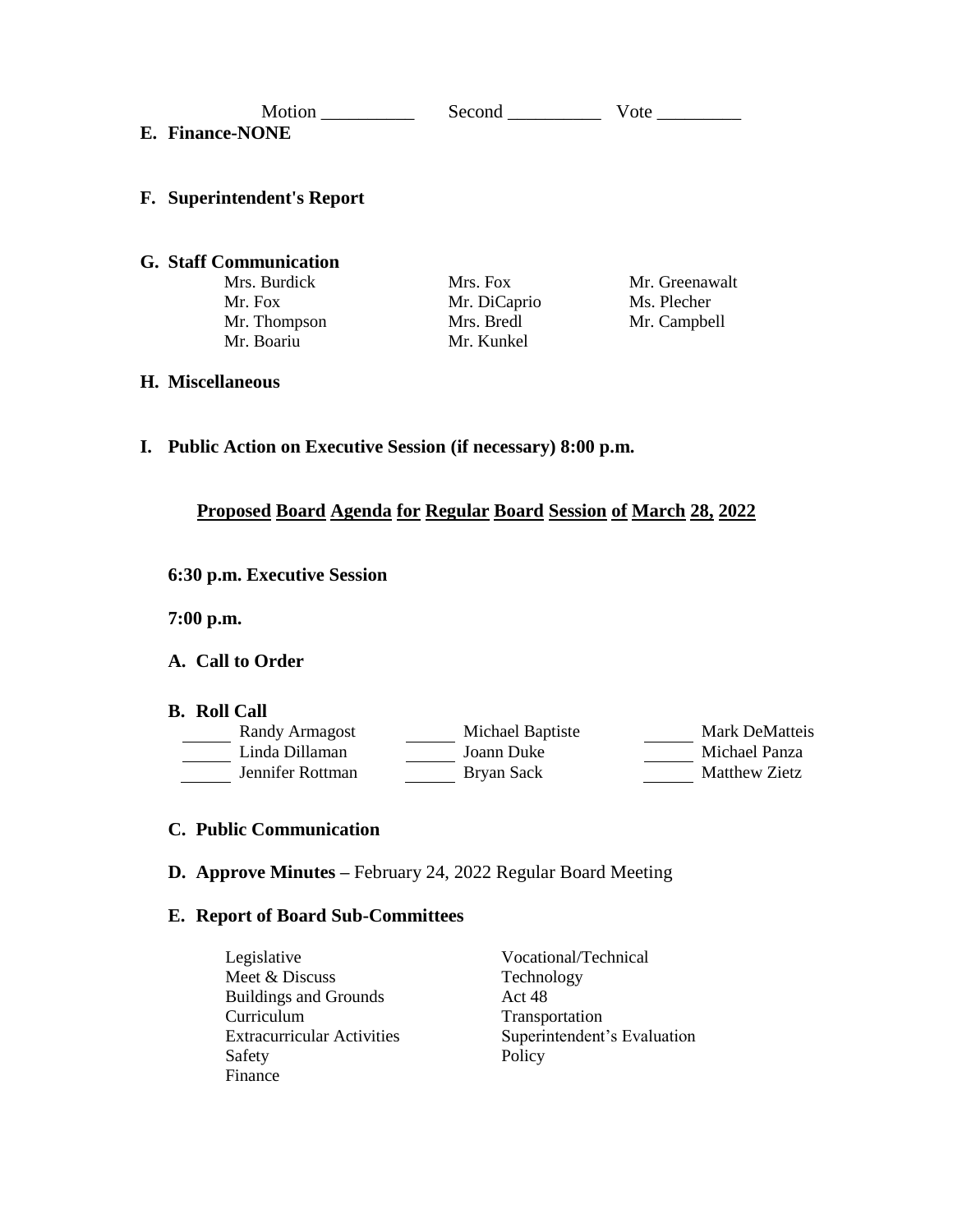Motion __________ Second __________ Vote _________

**E. Finance-NONE**

**F. Superintendent's Report**

**G. Staff Communication**

Mrs. Burdick, Mrs. Fox, Mr. Greenawalt
Mr. Fox, Mr. DiCaprio, Ms. Plecher
Mr. Thompson, Mrs. Bredl, Mr. Campbell
Mr. Boariu, Mr. Kunkel

**H. Miscellaneous**

**I. Public Action on Executive Session (if necessary) 8:00 p.m.**

## Proposed Board Agenda for Regular Board Session of March 28, 2022

**6:30 p.m. Executive Session**

**7:00 p.m.**

**A. Call to Order**

**B. Roll Call**

_____ Randy Armagost _____ Michael Baptiste _____ Mark DeMatteis
_____ Linda Dillaman _____ Joann Duke _____ Michael Panza
_____ Jennifer Rottman _____ Bryan Sack _____ Matthew Zietz

**C. Public Communication**

**D. Approve Minutes –** February 24, 2022 Regular Board Meeting

**E. Report of Board Sub-Committees**

- Legislative
- Meet & Discuss
- Buildings and Grounds
- Curriculum
- Extracurricular Activities
- Safety
- Finance
- Vocational/Technical
- Technology
- Act 48
- Transportation
- Superintendent's Evaluation
- Policy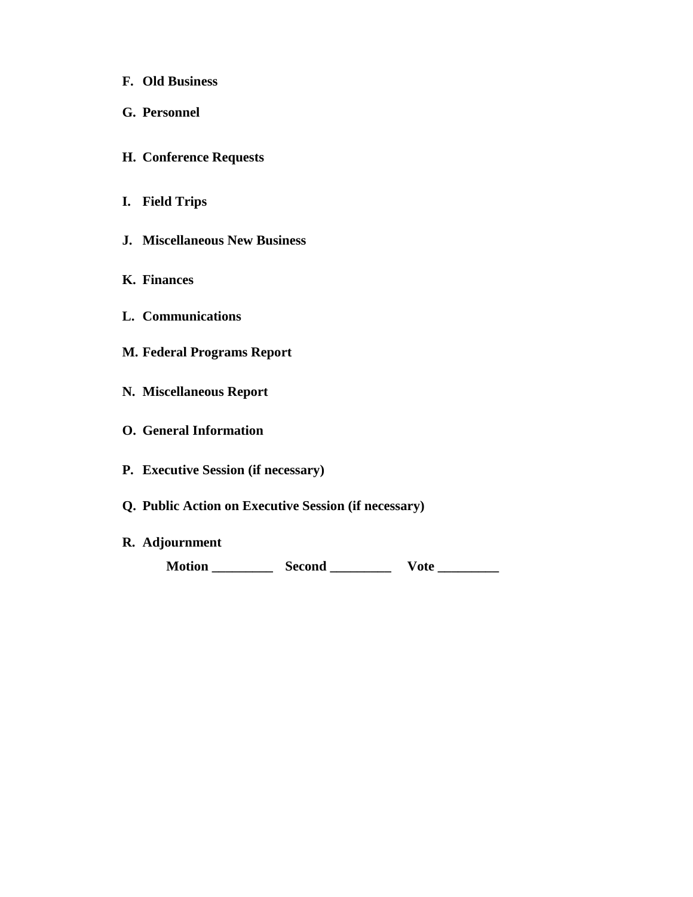**F. Old Business**

**G. Personnel**

**H. Conference Requests**

**I. Field Trips**

**J. Miscellaneous New Business**

**K. Finances**

**L. Communications**

**M. Federal Programs Report**

**N. Miscellaneous Report**

**O. General Information**

**P. Executive Session (if necessary)**

**Q. Public Action on Executive Session (if necessary)**

**R. Adjournment**

**Motion _________ Second _________ Vote _________**